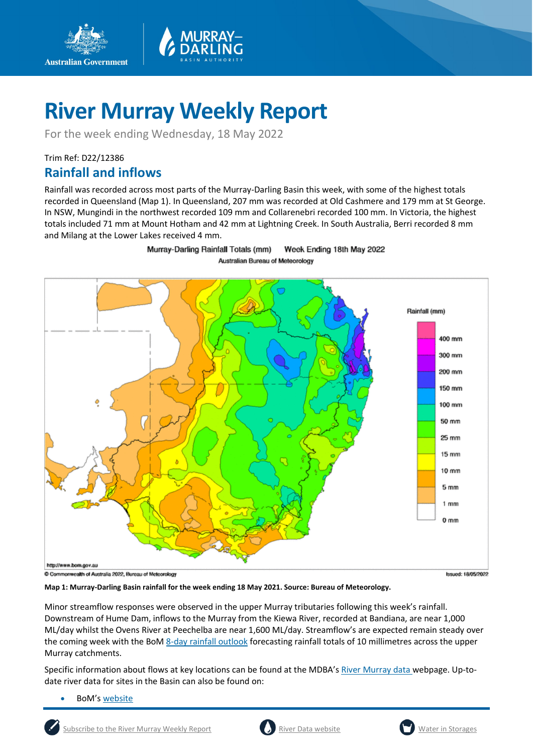# River Murray Weekly Report

For the week ending Wednesday, 18 May 2022

Trim Ref: D22/12386

## Rainfall and inflows

Rainfall was recorded across most parts of the Murray-Darling Basin this week, with some of the highest totals recorded in Queensland (Map 1). In Queensland, 207 mm was recorded at Old Cashmere and 179 mm at St George. In NSW, Mungindi in the northwest recorded 109 mm and Collarenebri recorded 100 mm. In Victoria, the highest totals included 71 mm at Mount Hotham and 42 mm at Lightning Creek. In South Australia, Berri recorded 8 mm and Milang at the Lower Lakes received 4 mm.

**Map 1: Murray-Darling Basin rainfall for the week ending 18 May 2021. Source: Bureau of Meteorology.**

Minor streamflow responses were observed in the upper Murray tributaries following this week's rainfall. Downstream of Hume Dam, inflows to the Murray from the Kiewa River, recorded at Bandiana, are near 1,000 ML/day whilst the Ovens River at Peechelba are near 1,600 ML/day. Streamflow's are expected remain steady over the coming week with the BoM 8-day rainfall outlook forecasting rainfall totals of 10 millimetres across the upper Murray catchments.

Specific information about flows at key locations can be found at the MDBA's River Murray data webpage. Up-to-date river data for sites in the Basin can also be found on:

- BoM's website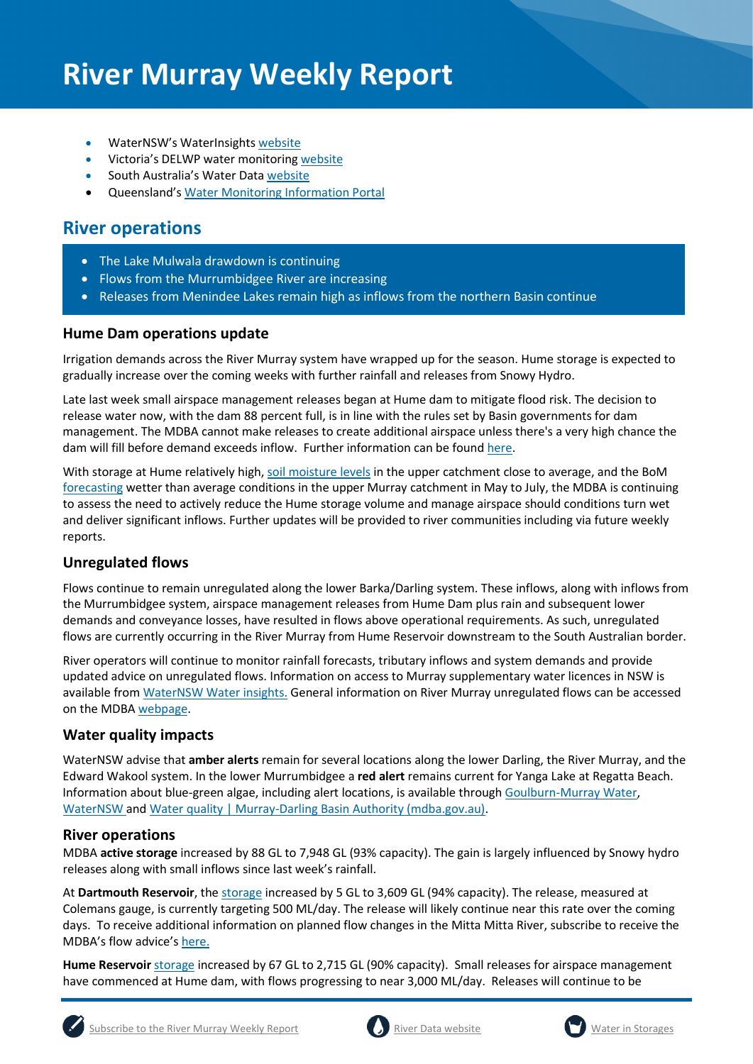# River Murray Weekly Report

- WaterNSW's WaterInsights website
- Victoria's DELWP water monitoring website
- South Australia's Water Data website
- Queensland's Water Monitoring Information Portal

## River operations

- The Lake Mulwala drawdown is continuing
- Flows from the Murrumbidgee River are increasing
- Releases from Menindee Lakes remain high as inflows from the northern Basin continue

### Hume Dam operations update

Irrigation demands across the River Murray system have wrapped up for the season. Hume storage is expected to gradually increase over the coming weeks with further rainfall and releases from Snowy Hydro.

Late last week small airspace management releases began at Hume dam to mitigate flood risk. The decision to release water now, with the dam 88 percent full, is in line with the rules set by Basin governments for dam management. The MDBA cannot make releases to create additional airspace unless there's a very high chance the dam will fill before demand exceeds inflow. Further information can be found here.

With storage at Hume relatively high, soil moisture levels in the upper catchment close to average, and the BoM forecasting wetter than average conditions in the upper Murray catchment in May to July, the MDBA is continuing to assess the need to actively reduce the Hume storage volume and manage airspace should conditions turn wet and deliver significant inflows. Further updates will be provided to river communities including via future weekly reports.

### Unregulated flows

Flows continue to remain unregulated along the lower Barka/Darling system. These inflows, along with inflows from the Murrumbidgee system, airspace management releases from Hume Dam plus rain and subsequent lower demands and conveyance losses, have resulted in flows above operational requirements. As such, unregulated flows are currently occurring in the River Murray from Hume Reservoir downstream to the South Australian border.

River operators will continue to monitor rainfall forecasts, tributary inflows and system demands and provide updated advice on unregulated flows. Information on access to Murray supplementary water licences in NSW is available from WaterNSW Water insights. General information on River Murray unregulated flows can be accessed on the MDBA webpage.

### Water quality impacts

WaterNSW advise that **amber alerts** remain for several locations along the lower Darling, the River Murray, and the Edward Wakool system. In the lower Murrumbidgee a **red alert** remains current for Yanga Lake at Regatta Beach. Information about blue-green algae, including alert locations, is available through Goulburn-Murray Water, WaterNSW and Water quality | Murray-Darling Basin Authority (mdba.gov.au).

### River operations

MDBA **active storage** increased by 88 GL to 7,948 GL (93% capacity). The gain is largely influenced by Snowy hydro releases along with small inflows since last week's rainfall.

At **Dartmouth Reservoir**, the storage increased by 5 GL to 3,609 GL (94% capacity). The release, measured at Colemans gauge, is currently targeting 500 ML/day. The release will likely continue near this rate over the coming days. To receive additional information on planned flow changes in the Mitta Mitta River, subscribe to receive the MDBA's flow advice's here.

**Hume Reservoir** storage increased by 67 GL to 2,715 GL (90% capacity). Small releases for airspace management have commenced at Hume dam, with flows progressing to near 3,000 ML/day. Releases will continue to be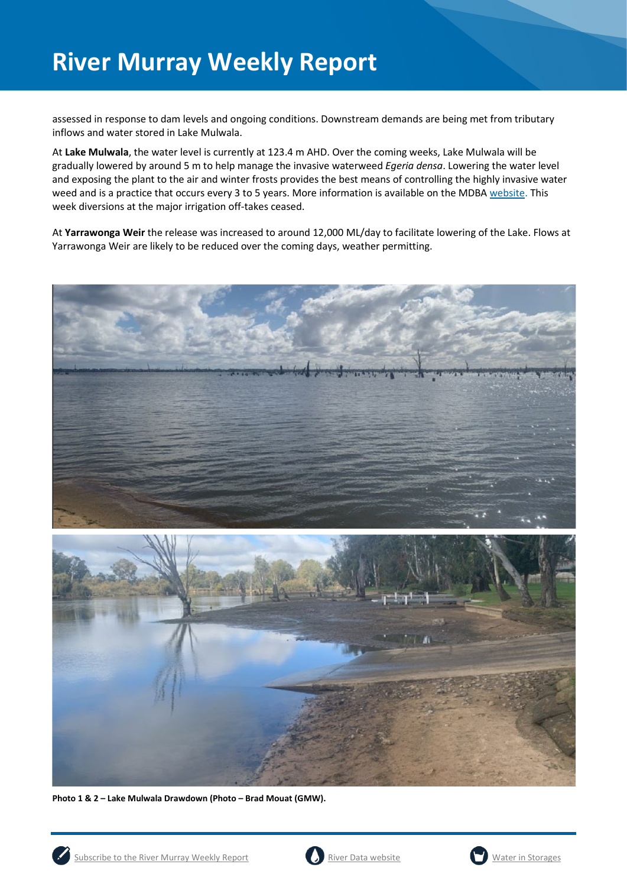assessed in response to dam levels and ongoing conditions. Downstream demands are being met from tributary inflows and water stored in Lake Mulwala.

At **Lake Mulwala**, the water level is currently at 123.4 m AHD. Over the coming weeks, Lake Mulwala will be gradually lowered by around 5 m to help manage the invasive waterweed *Egeria densa*. Lowering the water level and exposing the plant to the air and winter frosts provides the best means of controlling the highly invasive water weed and is a practice that occurs every 3 to 5 years. More information is available on the MDBA website. This week diversions at the major irrigation off-takes ceased.

At **Yarrawonga Weir** the release was increased to around 12,000 ML/day to facilitate lowering of the Lake. Flows at Yarrawonga Weir are likely to be reduced over the coming days, weather permitting.

**Photo 1 & 2 – Lake Mulwala Drawdown (Photo – Brad Mouat (GMW).**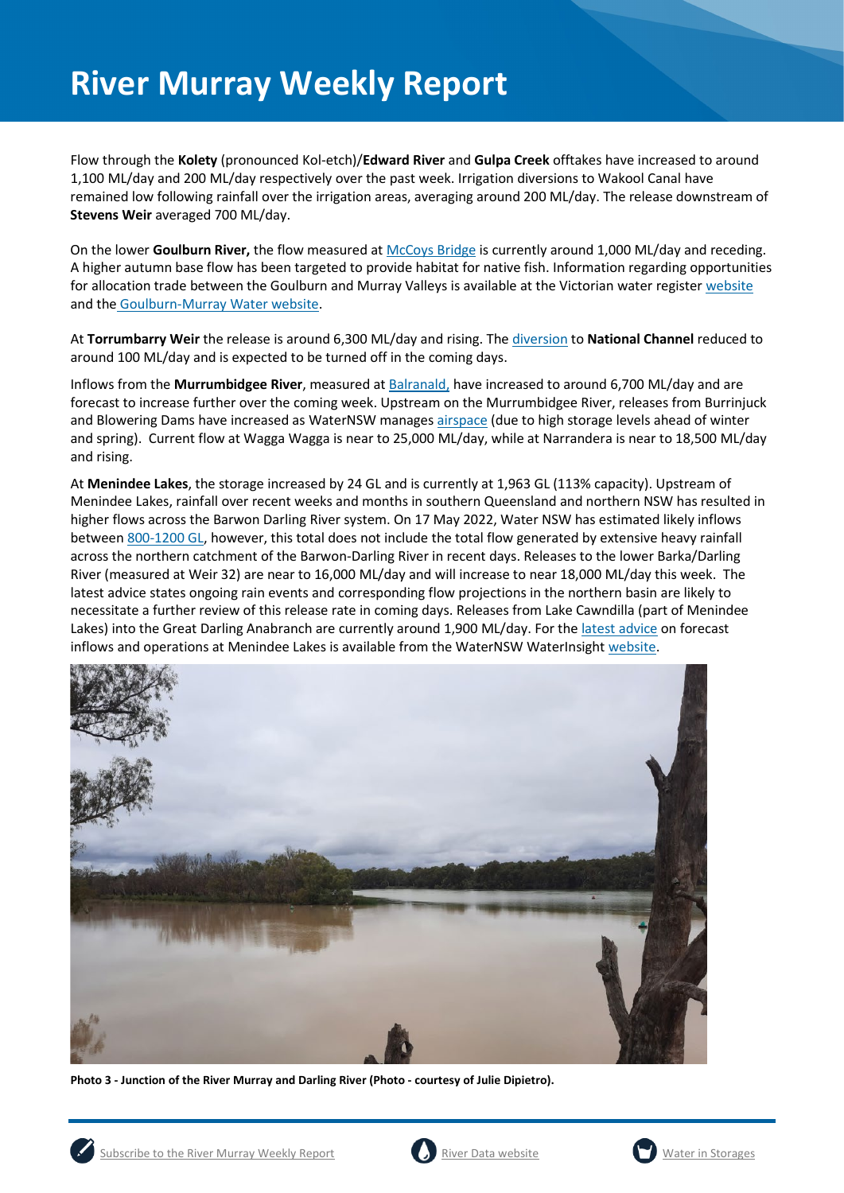# River Murray Weekly Report

Flow through the **Kolety** (pronounced Kol-etch)/**Edward River** and **Gulpa Creek** offtakes have increased to around 1,100 ML/day and 200 ML/day respectively over the past week. Irrigation diversions to Wakool Canal have remained low following rainfall over the irrigation areas, averaging around 200 ML/day. The release downstream of **Stevens Weir** averaged 700 ML/day.

On the lower **Goulburn River,** the flow measured at McCoys Bridge is currently around 1,000 ML/day and receding. A higher autumn base flow has been targeted to provide habitat for native fish. Information regarding opportunities for allocation trade between the Goulburn and Murray Valleys is available at the Victorian water register website and the Goulburn-Murray Water website.

At **Torrumbarry Weir** the release is around 6,300 ML/day and rising. The diversion to **National Channel** reduced to around 100 ML/day and is expected to be turned off in the coming days.

Inflows from the **Murrumbidgee River**, measured at Balranald, have increased to around 6,700 ML/day and are forecast to increase further over the coming week. Upstream on the Murrumbidgee River, releases from Burrinjuck and Blowering Dams have increased as WaterNSW manages airspace (due to high storage levels ahead of winter and spring). Current flow at Wagga Wagga is near to 25,000 ML/day, while at Narrandera is near to 18,500 ML/day and rising.

At **Menindee Lakes**, the storage increased by 24 GL and is currently at 1,963 GL (113% capacity). Upstream of Menindee Lakes, rainfall over recent weeks and months in southern Queensland and northern NSW has resulted in higher flows across the Barwon Darling River system. On 17 May 2022, Water NSW has estimated likely inflows between 800-1200 GL, however, this total does not include the total flow generated by extensive heavy rainfall across the northern catchment of the Barwon-Darling River in recent days. Releases to the lower Barka/Darling River (measured at Weir 32) are near to 16,000 ML/day and will increase to near 18,000 ML/day this week. The latest advice states ongoing rain events and corresponding flow projections in the northern basin are likely to necessitate a further review of this release rate in coming days. Releases from Lake Cawndilla (part of Menindee Lakes) into the Great Darling Anabranch are currently around 1,900 ML/day. For the latest advice on forecast inflows and operations at Menindee Lakes is available from the WaterNSW WaterInsight website.

**Photo 3 - Junction of the River Murray and Darling River (Photo - courtesy of Julie Dipietro).**

Subscribe to the River Murray Weekly Report | River Data website | Water in Storages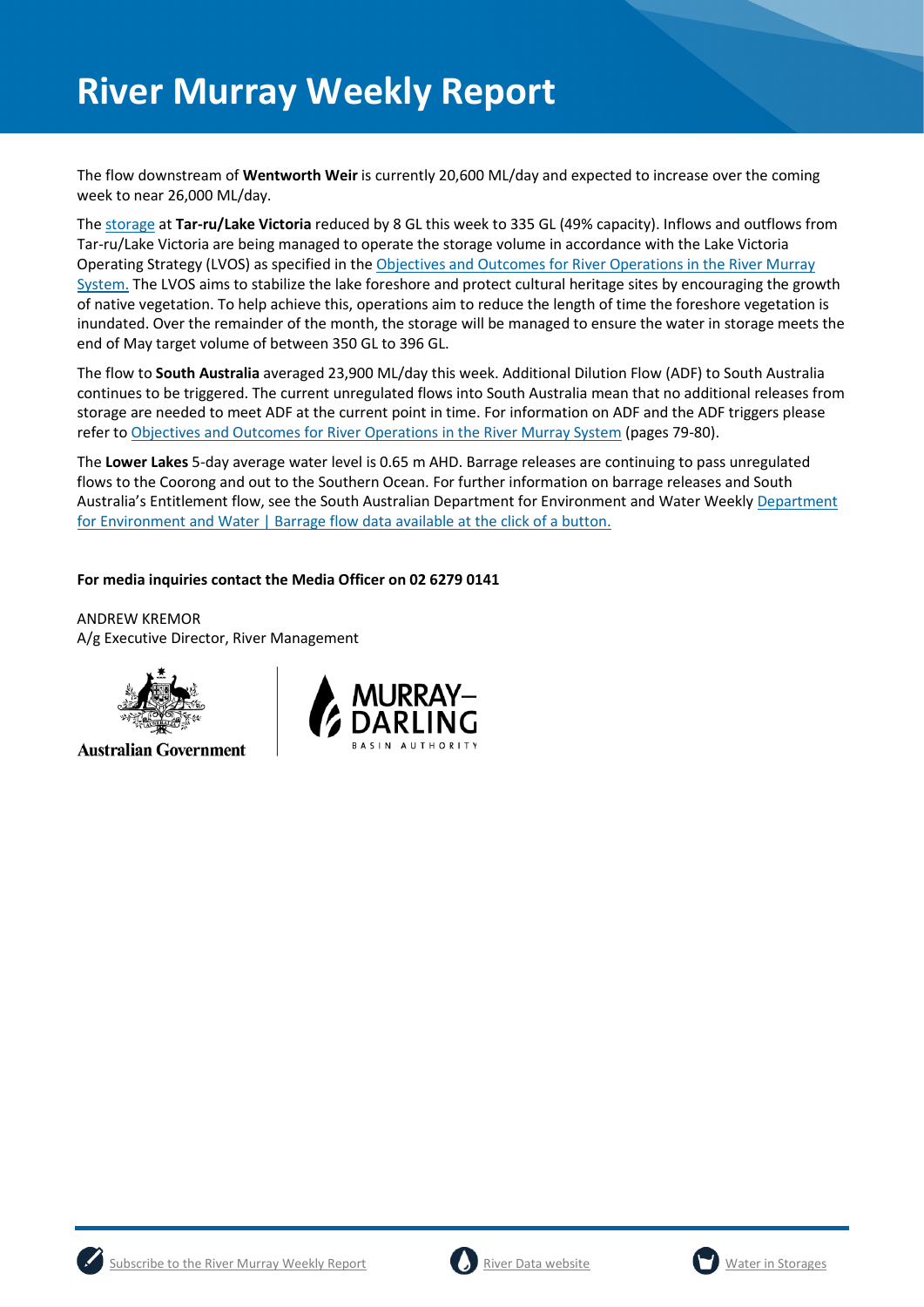# River Murray Weekly Report

The flow downstream of **Wentworth Weir** is currently 20,600 ML/day and expected to increase over the coming week to near 26,000 ML/day.

The storage at **Tar-ru/Lake Victoria** reduced by 8 GL this week to 335 GL (49% capacity). Inflows and outflows from Tar-ru/Lake Victoria are being managed to operate the storage volume in accordance with the Lake Victoria Operating Strategy (LVOS) as specified in the Objectives and Outcomes for River Operations in the River Murray System. The LVOS aims to stabilize the lake foreshore and protect cultural heritage sites by encouraging the growth of native vegetation. To help achieve this, operations aim to reduce the length of time the foreshore vegetation is inundated. Over the remainder of the month, the storage will be managed to ensure the water in storage meets the end of May target volume of between 350 GL to 396 GL.

The flow to **South Australia** averaged 23,900 ML/day this week. Additional Dilution Flow (ADF) to South Australia continues to be triggered. The current unregulated flows into South Australia mean that no additional releases from storage are needed to meet ADF at the current point in time. For information on ADF and the ADF triggers please refer to Objectives and Outcomes for River Operations in the River Murray System (pages 79-80).

The **Lower Lakes** 5-day average water level is 0.65 m AHD. Barrage releases are continuing to pass unregulated flows to the Coorong and out to the Southern Ocean. For further information on barrage releases and South Australia's Entitlement flow, see the South Australian Department for Environment and Water Weekly Department for Environment and Water | Barrage flow data available at the click of a button.

**For media inquiries contact the Media Officer on 02 6279 0141**

ANDREW KREMOR
A/g Executive Director, River Management

Australian Government

MURRAY–DARLING BASIN AUTHORITY

Subscribe to the River Murray Weekly Report | River Data website | Water in Storages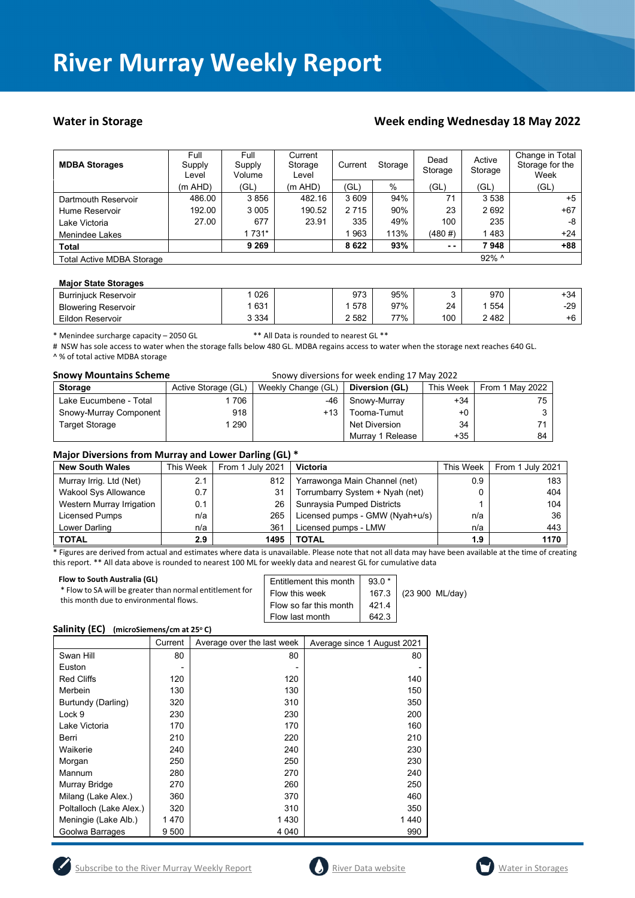# River Murray Weekly Report

## Water in Storage

## Week ending Wednesday 18 May 2022

| MDBA Storages | Full Supply Level | Full Supply Volume | Current Storage Level | Current | Storage | Dead Storage | Active Storage | Change in Total Storage for the Week |
|---|---|---|---|---|---|---|---|---|
| | (m AHD) | (GL) | (m AHD) | (GL) | % | (GL) | (GL) | (GL) |
| Dartmouth Reservoir | 486.00 | 3 856 | 482.16 | 3 609 | 94% | 71 | 3 538 | +5 |
| Hume Reservoir | 192.00 | 3 005 | 190.52 | 2 715 | 90% | 23 | 2 692 | +67 |
| Lake Victoria | 27.00 | 677 | 23.91 | 335 | 49% | 100 | 235 | -8 |
| Menindee Lakes | | 1 731* | | 1 963 | 113% | (480 #) | 1 483 | +24 |
| **Total** | | **9 269** | | **8 622** | **93%** | **- -** | **7 948** | **+88** |
| Total Active MDBA Storage | | | | | | | 92% ^ | |

**Major State Storages**

| | | Full Supply Volume | | Current | Storage | Dead Storage | Active Storage | Change |
|---|---|---|---|---|---|---|---|---|
| Burrinjuck Reservoir | | 1 026 | | 973 | 95% | 3 | 970 | +34 |
| Blowering Reservoir | | 1 631 | | 1 578 | 97% | 24 | 1 554 | -29 |
| Eildon Reservoir | | 3 334 | | 2 582 | 77% | 100 | 2 482 | +6 |

\* Menindee surcharge capacity – 2050 GL ** All Data is rounded to nearest GL **

# NSW has sole access to water when the storage falls below 480 GL. MDBA regains access to water when the storage next reaches 640 GL.

^ % of total active MDBA storage

**Snowy Mountains Scheme** Snowy diversions for week ending 17 May 2022

| Storage | Active Storage (GL) | Weekly Change (GL) | Diversion (GL) | This Week | From 1 May 2022 |
|---|---|---|---|---|---|
| Lake Eucumbene - Total | 1 706 | -46 | Snowy-Murray | +34 | 75 |
| Snowy-Murray Component | 918 | +13 | Tooma-Tumut | +0 | 3 |
| Target Storage | 1 290 | | Net Diversion | 34 | 71 |
| | | | Murray 1 Release | +35 | 84 |

### Major Diversions from Murray and Lower Darling (GL) *

| New South Wales | This Week | From 1 July 2021 | Victoria | This Week | From 1 July 2021 |
|---|---|---|---|---|---|
| Murray Irrig. Ltd (Net) | 2.1 | 812 | Yarrawonga Main Channel (net) | 0.9 | 183 |
| Wakool Sys Allowance | 0.7 | 31 | Torrumbarry System + Nyah (net) | 0 | 404 |
| Western Murray Irrigation | 0.1 | 26 | Sunraysia Pumped Districts | 1 | 104 |
| Licensed Pumps | n/a | 265 | Licensed pumps - GMW (Nyah+u/s) | n/a | 36 |
| Lower Darling | n/a | 361 | Licensed pumps - LMW | n/a | 443 |
| **TOTAL** | **2.9** | **1495** | **TOTAL** | **1.9** | **1170** |

\* Figures are derived from actual and estimates where data is unavailable. Please note that not all data may have been available at the time of creating this report. ** All data above is rounded to nearest 100 ML for weekly data and nearest GL for cumulative data

**Flow to South Australia (GL)**

\* Flow to SA will be greater than normal entitlement for this month due to environmental flows.

| | | |
|---|---|---|
| Entitlement this month | 93.0 * | |
| Flow this week | 167.3 | (23 900 ML/day) |
| Flow so far this month | 421.4 | |
| Flow last month | 642.3 | |

### Salinity (EC) (microSiemens/cm at 25° C)

| | Current | Average over the last week | Average since 1 August 2021 |
|---|---|---|---|
| Swan Hill | 80 | 80 | 80 |
| Euston | - | - | - |
| Red Cliffs | 120 | 120 | 140 |
| Merbein | 130 | 130 | 150 |
| Burtundy (Darling) | 320 | 310 | 350 |
| Lock 9 | 230 | 230 | 200 |
| Lake Victoria | 170 | 170 | 160 |
| Berri | 210 | 220 | 210 |
| Waikerie | 240 | 240 | 230 |
| Morgan | 250 | 250 | 230 |
| Mannum | 280 | 270 | 240 |
| Murray Bridge | 270 | 260 | 250 |
| Milang (Lake Alex.) | 360 | 370 | 460 |
| Poltalloch (Lake Alex.) | 320 | 310 | 350 |
| Meningie (Lake Alb.) | 1 470 | 1 430 | 1 440 |
| Goolwa Barrages | 9 500 | 4 040 | 990 |

Subscribe to the River Murray Weekly Report River Data website Water in Storages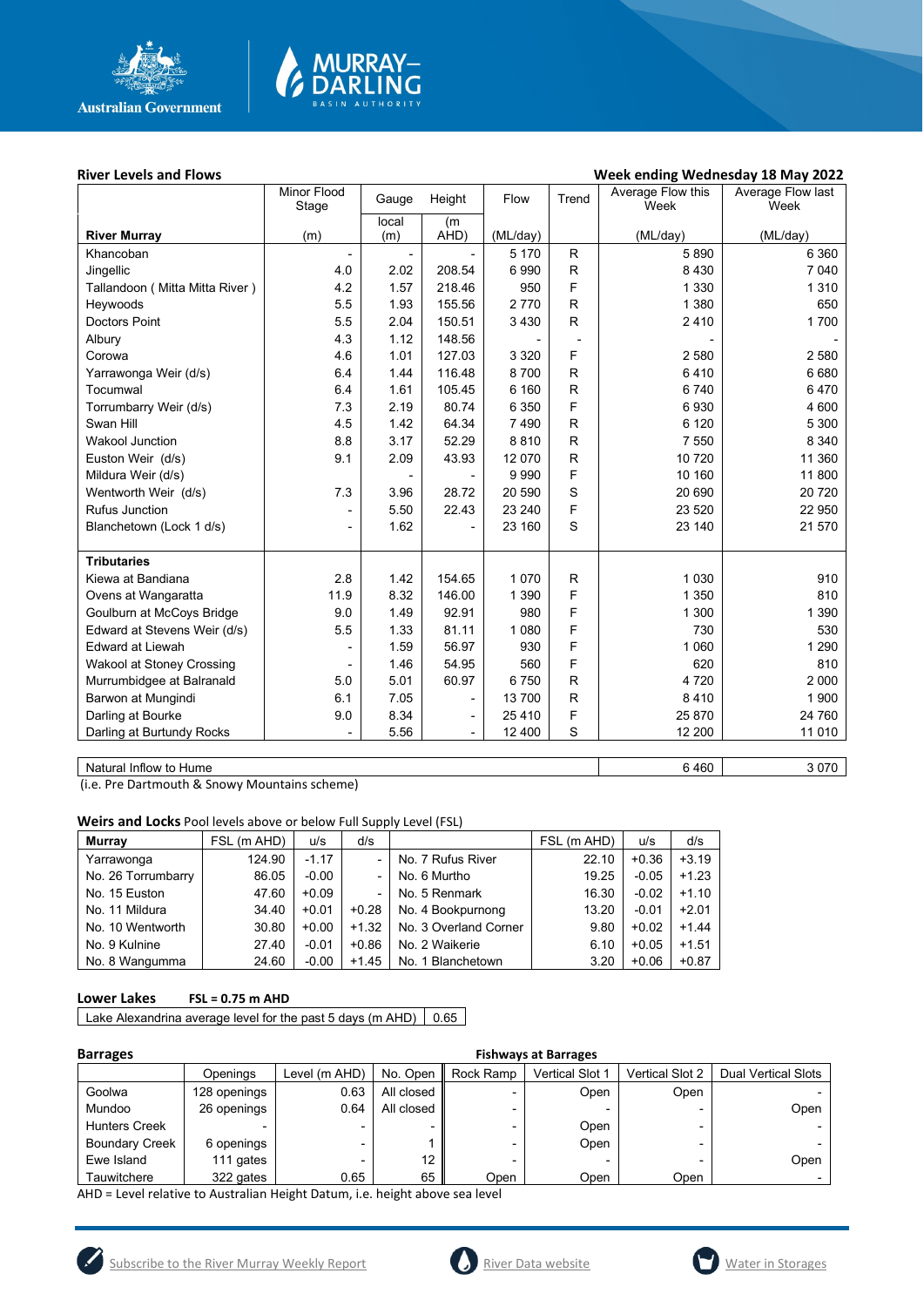**River Levels and Flows** — **Week ending Wednesday 18 May 2022**

| River Murray | Minor Flood Stage (m) | Gauge local (m) | Height (m AHD) | Flow (ML/day) | Trend | Average Flow this Week (ML/day) | Average Flow last Week (ML/day) |
|---|---|---|---|---|---|---|---|
| Khancoban | - | - | - | 5 170 | R | 5 890 | 6 360 |
| Jingellic | 4.0 | 2.02 | 208.54 | 6 990 | R | 8 430 | 7 040 |
| Tallandoon ( Mitta Mitta River ) | 4.2 | 1.57 | 218.46 | 950 | F | 1 330 | 1 310 |
| Heywoods | 5.5 | 1.93 | 155.56 | 2 770 | R | 1 380 | 650 |
| Doctors Point | 5.5 | 2.04 | 150.51 | 3 430 | R | 2 410 | 1 700 |
| Albury | 4.3 | 1.12 | 148.56 | - | - | - | - |
| Corowa | 4.6 | 1.01 | 127.03 | 3 320 | F | 2 580 | 2 580 |
| Yarrawonga Weir (d/s) | 6.4 | 1.44 | 116.48 | 8 700 | R | 6 410 | 6 680 |
| Tocumwal | 6.4 | 1.61 | 105.45 | 6 160 | R | 6 740 | 6 470 |
| Torrumbarry Weir (d/s) | 7.3 | 2.19 | 80.74 | 6 350 | F | 6 930 | 4 600 |
| Swan Hill | 4.5 | 1.42 | 64.34 | 7 490 | R | 6 120 | 5 300 |
| Wakool Junction | 8.8 | 3.17 | 52.29 | 8 810 | R | 7 550 | 8 340 |
| Euston Weir (d/s) | 9.1 | 2.09 | 43.93 | 12 070 | R | 10 720 | 11 360 |
| Mildura Weir (d/s) | | - | - | 9 990 | F | 10 160 | 11 800 |
| Wentworth Weir (d/s) | 7.3 | 3.96 | 28.72 | 20 590 | S | 20 690 | 20 720 |
| Rufus Junction | - | 5.50 | 22.43 | 23 240 | R | 23 520 | 22 950 |
| Blanchetown (Lock 1 d/s) | - | 1.62 | - | 23 160 | S | 23 140 | 21 570 |
| **Tributaries** | | | | | | | |
| Kiewa at Bandiana | 2.8 | 1.42 | 154.65 | 1 070 | R | 1 030 | 910 |
| Ovens at Wangaratta | 11.9 | 8.32 | 146.00 | 1 390 | F | 1 350 | 810 |
| Goulburn at McCoys Bridge | 9.0 | 1.49 | 92.91 | 980 | F | 1 300 | 1 390 |
| Edward at Stevens Weir (d/s) | 5.5 | 1.33 | 81.11 | 1 080 | F | 730 | 530 |
| Edward at Liewah | - | 1.59 | 56.97 | 930 | F | 1 060 | 1 290 |
| Wakool at Stoney Crossing | - | 1.46 | 54.95 | 560 | F | 620 | 810 |
| Murrumbidgee at Balranald | 5.0 | 5.01 | 60.97 | 6 750 | R | 4 720 | 2 000 |
| Barwon at Mungindi | 6.1 | 7.05 | - | 13 700 | R | 8 410 | 1 900 |
| Darling at Bourke | 9.0 | 8.34 | - | 25 410 | F | 25 870 | 24 760 |
| Darling at Burtundy Rocks | - | 5.56 | - | 12 400 | S | 12 200 | 11 010 |
| Natural Inflow to Hume | | | | | | 6 460 | 3 070 |

(i.e. Pre Dartmouth & Snowy Mountains scheme)

**Weirs and Locks** Pool levels above or below Full Supply Level (FSL)

| Murray | FSL (m AHD) | u/s | d/s | | FSL (m AHD) | u/s | d/s |
|---|---|---|---|---|---|---|---|
| Yarrawonga | 124.90 | -1.17 | - | No. 7 Rufus River | 22.10 | +0.36 | +3.19 |
| No. 26 Torrumbarry | 86.05 | -0.00 | - | No. 6 Murtho | 19.25 | -0.05 | +1.23 |
| No. 15 Euston | 47.60 | +0.09 | - | No. 5 Renmark | 16.30 | -0.02 | +1.10 |
| No. 11 Mildura | 34.40 | +0.01 | +0.28 | No. 4 Bookpurnong | 13.20 | -0.01 | +2.01 |
| No. 10 Wentworth | 30.80 | +0.00 | +1.32 | No. 3 Overland Corner | 9.80 | +0.02 | +1.44 |
| No. 9 Kulnine | 27.40 | -0.01 | +0.86 | No. 2 Waikerie | 6.10 | +0.05 | +1.51 |
| No. 8 Wangumma | 24.60 | -0.00 | +1.45 | No. 1 Blanchetown | 3.20 | +0.06 | +0.87 |

**Lower Lakes** FSL = 0.75 m AHD

| Lake Alexandrina average level for the past 5 days (m AHD) | 0.65 |
|---|---|

**Barrages** — **Fishways at Barrages**

| | Openings | Level (m AHD) | No. Open | Rock Ramp | Vertical Slot 1 | Vertical Slot 2 | Dual Vertical Slots |
|---|---|---|---|---|---|---|---|
| Goolwa | 128 openings | 0.63 | All closed | - | Open | Open | - |
| Mundoo | 26 openings | 0.64 | All closed | - | - | - | Open |
| Hunters Creek | - | - | - | - | Open | - | - |
| Boundary Creek | 6 openings | - | 1 | - | Open | - | - |
| Ewe Island | 111 gates | - | 12 | - | - | - | Open |
| Tauwitchere | 322 gates | 0.65 | 65 | Open | Open | Open | - |

AHD = Level relative to Australian Height Datum, i.e. height above sea level

Subscribe to the River Murray Weekly Report | River Data website | Water in Storages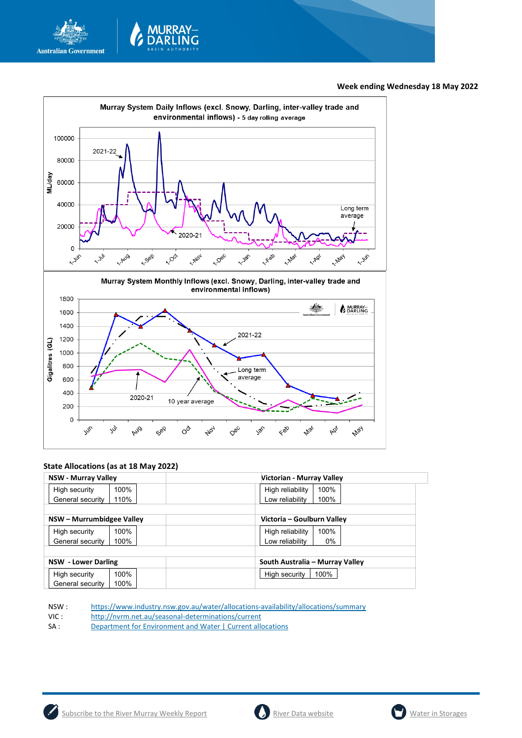**Week ending Wednesday 18 May 2022**

Murray System Daily Inflows (excl. Snowy, Darling, inter-valley trade and environmental inflows) - 5 day rolling average

ML/day

100000
80000
60000
40000
20000
0

2021-22
2020-21
Long term average

1-Jun 1-Jul 1-Aug 1-Sep 1-Oct 1-Nov 1-Dec 1-Jan 1-Feb 1-Mar 1-Apr 1-May 1-Jun

Murray System Monthly Inflows (excl. Snowy, Darling, inter-valley trade and environmental inflows)

Gigalitres (GL)

1800
1600
1400
1200
1000
800
600
400
200
0

2021-22
Long term average
2020-21
10 year average

Jun Jul Aug Sep Oct Nov Dec Jan Feb Mar Apr May

## State Allocations (as at 18 May 2022)

| NSW - Murray Valley | | Victorian - Murray Valley | |
|---|---|---|---|
| High security | 100% | High reliability | 100% |
| General security | 110% | Low reliability | 100% |
| **NSW – Murrumbidgee Valley** | | **Victoria – Goulburn Valley** | |
| High security | 100% | High reliability | 100% |
| General security | 100% | Low reliability | 0% |
| **NSW - Lower Darling** | | **South Australia – Murray Valley** | |
| High security | 100% | High security | 100% |
| General security | 100% | | |

NSW : https://www.industry.nsw.gov.au/water/allocations-availability/allocations/summary

VIC : http://nvrm.net.au/seasonal-determinations/current

SA : Department for Environment and Water | Current allocations

Subscribe to the River Murray Weekly Report    River Data website    Water in Storages